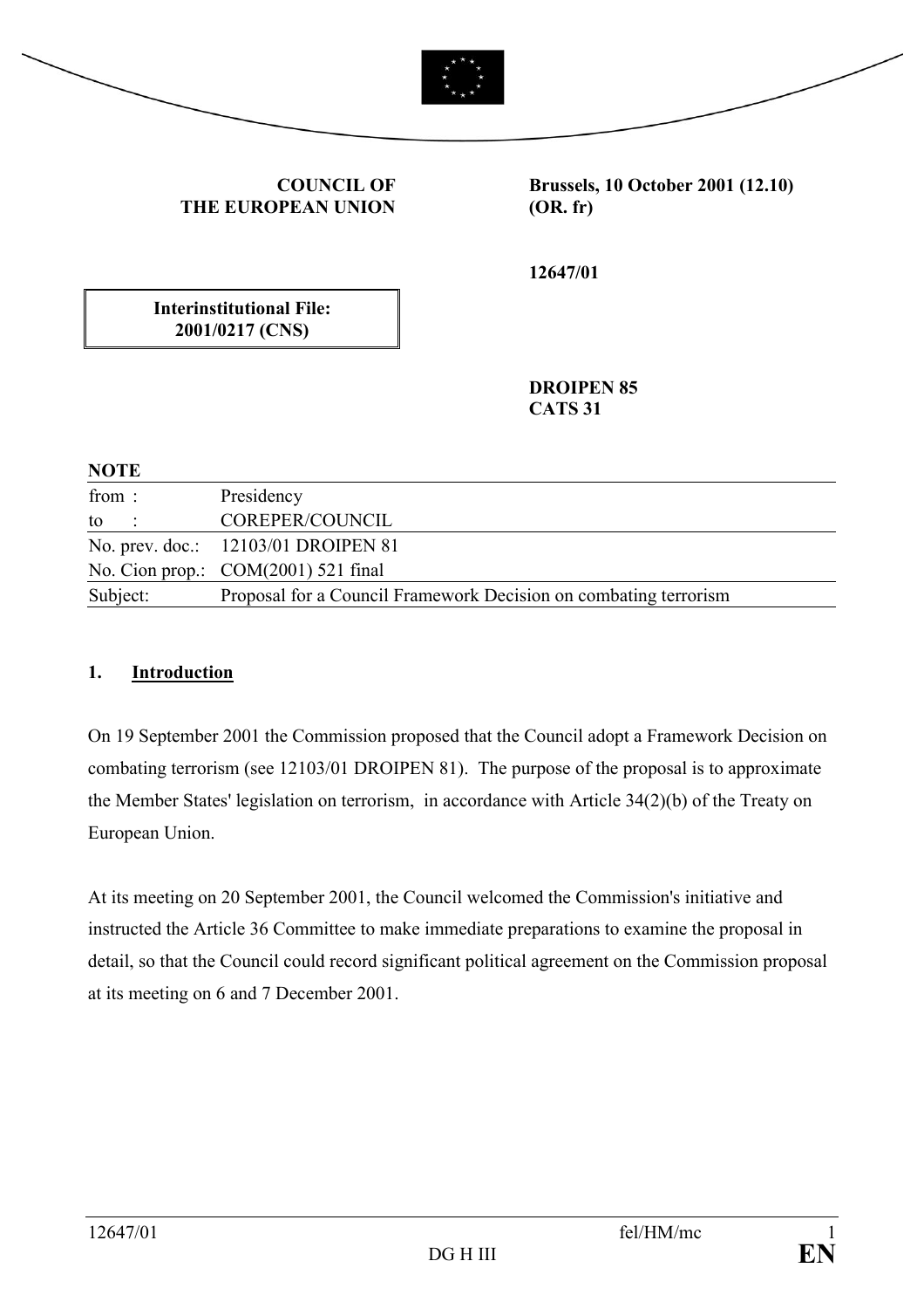**COUNCIL OF THE EUROPEAN UNION**

**Brussels, 10 October 2001 (12.10)**
**(OR. fr)**

**12647/01**

**Interinstitutional File: 2001/0217 (CNS)**

**DROIPEN 85**
**CATS 31**

**NOTE**

| | |
|---|---|
| from : | Presidency |
| to : | COREPER/COUNCIL |
| No. prev. doc.: | 12103/01 DROIPEN 81 |
| No. Cion prop.: | COM(2001) 521 final |
| Subject: | Proposal for a Council Framework Decision on combating terrorism |

## 1. Introduction

On 19 September 2001 the Commission proposed that the Council adopt a Framework Decision on combating terrorism (see 12103/01 DROIPEN 81). The purpose of the proposal is to approximate the Member States' legislation on terrorism, in accordance with Article 34(2)(b) of the Treaty on European Union.

At its meeting on 20 September 2001, the Council welcomed the Commission's initiative and instructed the Article 36 Committee to make immediate preparations to examine the proposal in detail, so that the Council could record significant political agreement on the Commission proposal at its meeting on 6 and 7 December 2001.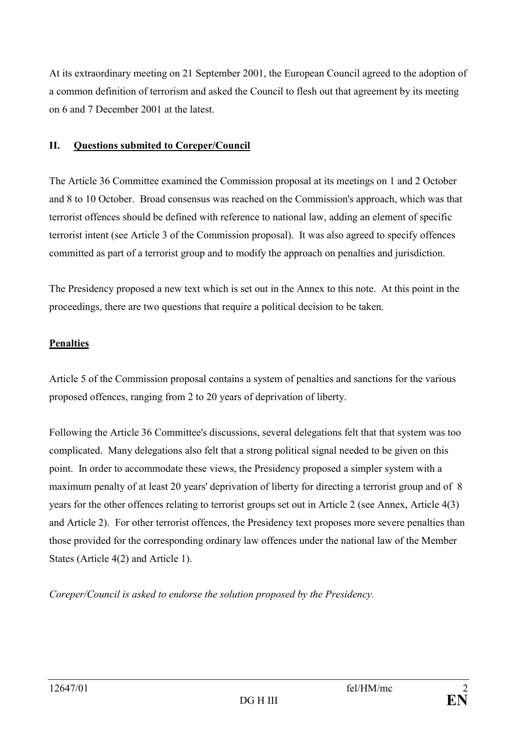At its extraordinary meeting on 21 September 2001, the European Council agreed to the adoption of a common definition of terrorism and asked the Council to flesh out that agreement by its meeting on 6 and 7 December 2001 at the latest.

## II. <u>Questions submited to Coreper/Council</u>

The Article 36 Committee examined the Commission proposal at its meetings on 1 and 2 October and 8 to 10 October. Broad consensus was reached on the Commission's approach, which was that terrorist offences should be defined with reference to national law, adding an element of specific terrorist intent (see Article 3 of the Commission proposal). It was also agreed to specify offences committed as part of a terrorist group and to modify the approach on penalties and jurisdiction.

The Presidency proposed a new text which is set out in the Annex to this note. At this point in the proceedings, there are two questions that require a political decision to be taken.

### <u>Penalties</u>

Article 5 of the Commission proposal contains a system of penalties and sanctions for the various proposed offences, ranging from 2 to 20 years of deprivation of liberty.

Following the Article 36 Committee's discussions, several delegations felt that that system was too complicated. Many delegations also felt that a strong political signal needed to be given on this point. In order to accommodate these views, the Presidency proposed a simpler system with a maximum penalty of at least 20 years' deprivation of liberty for directing a terrorist group and of 8 years for the other offences relating to terrorist groups set out in Article 2 (see Annex, Article 4(3) and Article 2). For other terrorist offences, the Presidency text proposes more severe penalties than those provided for the corresponding ordinary law offences under the national law of the Member States (Article 4(2) and Article 1).

*Coreper/Council is asked to endorse the solution proposed by the Presidency.*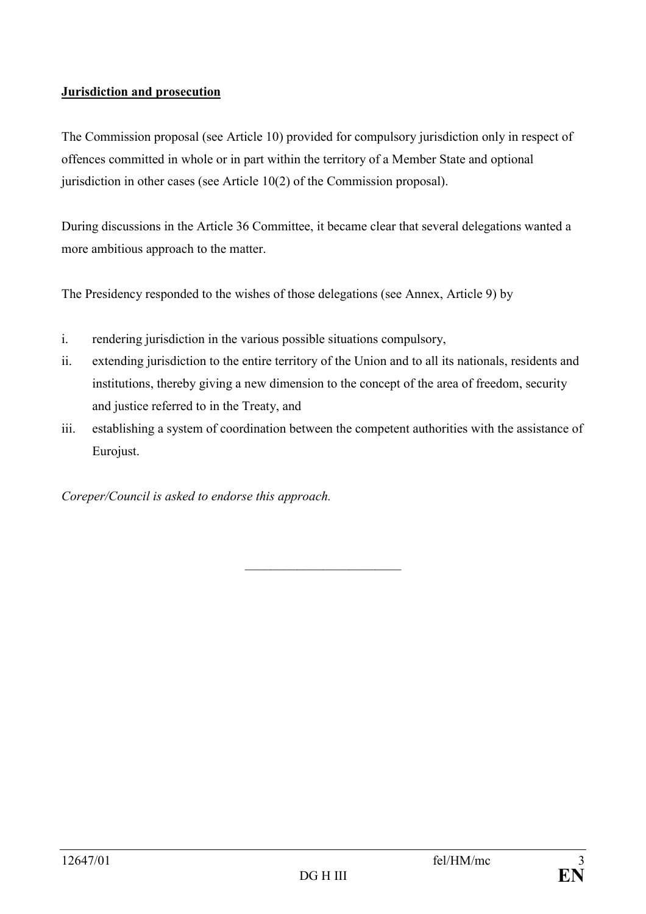**Jurisdiction and prosecution**

The Commission proposal (see Article 10) provided for compulsory jurisdiction only in respect of offences committed in whole or in part within the territory of a Member State and optional jurisdiction in other cases (see Article 10(2) of the Commission proposal).

During discussions in the Article 36 Committee, it became clear that several delegations wanted a more ambitious approach to the matter.

The Presidency responded to the wishes of those delegations (see Annex, Article 9) by

i. rendering jurisdiction in the various possible situations compulsory,
ii. extending jurisdiction to the entire territory of the Union and to all its nationals, residents and institutions, thereby giving a new dimension to the concept of the area of freedom, security and justice referred to in the Treaty, and
iii. establishing a system of coordination between the competent authorities with the assistance of Eurojust.

*Coreper/Council is asked to endorse this approach.*

________________________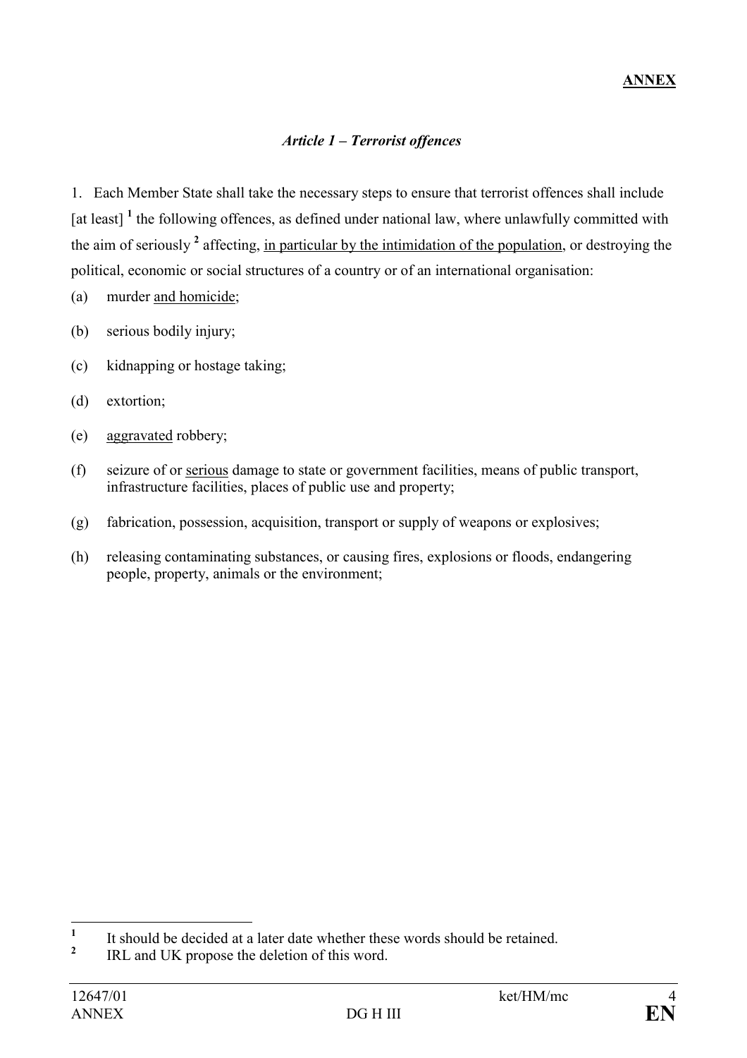**ANNEX**

***Article 1 – Terrorist offences***

1. Each Member State shall take the necessary steps to ensure that terrorist offences shall include [at least] [1] the following offences, as defined under national law, where unlawfully committed with the aim of seriously [2] affecting, <u>in particular by the intimidation of the population</u>, or destroying the political, economic or social structures of a country or of an international organisation:

(a) murder <u>and homicide</u>;

(b) serious bodily injury;

(c) kidnapping or hostage taking;

(d) extortion;

(e) <u>aggravated</u> robbery;

(f) seizure of or <u>serious</u> damage to state or government facilities, means of public transport, infrastructure facilities, places of public use and property;

(g) fabrication, possession, acquisition, transport or supply of weapons or explosives;

(h) releasing contaminating substances, or causing fires, explosions or floods, endangering people, property, animals or the environment;

---

[1] It should be decided at a later date whether these words should be retained.

[2] IRL and UK propose the deletion of this word.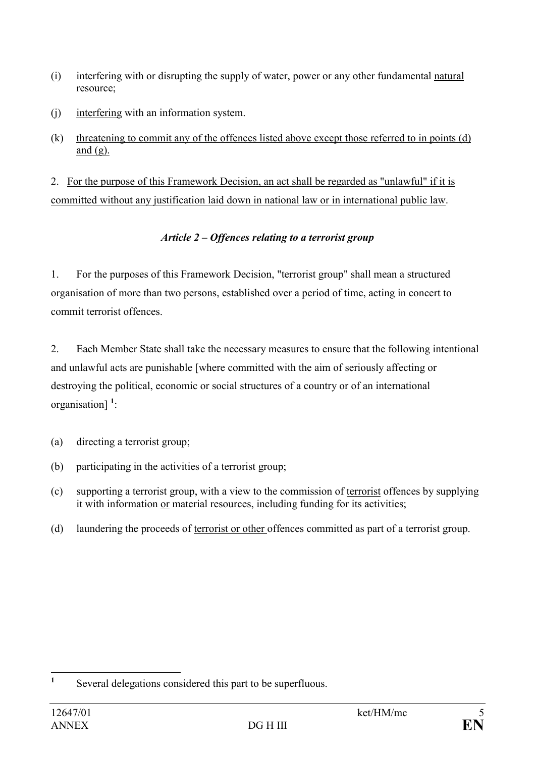(i) interfering with or disrupting the supply of water, power or any other fundamental natural resource;

(j) interfering with an information system.

(k) threatening to commit any of the offences listed above except those referred to in points (d) and (g).

2. For the purpose of this Framework Decision, an act shall be regarded as "unlawful" if it is committed without any justification laid down in national law or in international public law.

### *Article 2 – Offences relating to a terrorist group*

1. For the purposes of this Framework Decision, "terrorist group" shall mean a structured organisation of more than two persons, established over a period of time, acting in concert to commit terrorist offences.

2. Each Member State shall take the necessary measures to ensure that the following intentional and unlawful acts are punishable [where committed with the aim of seriously affecting or destroying the political, economic or social structures of a country or of an international organisation] [1]:

(a) directing a terrorist group;

(b) participating in the activities of a terrorist group;

(c) supporting a terrorist group, with a view to the commission of terrorist offences by supplying it with information or material resources, including funding for its activities;

(d) laundering the proceeds of terrorist or other offences committed as part of a terrorist group.

---

[1] Several delegations considered this part to be superfluous.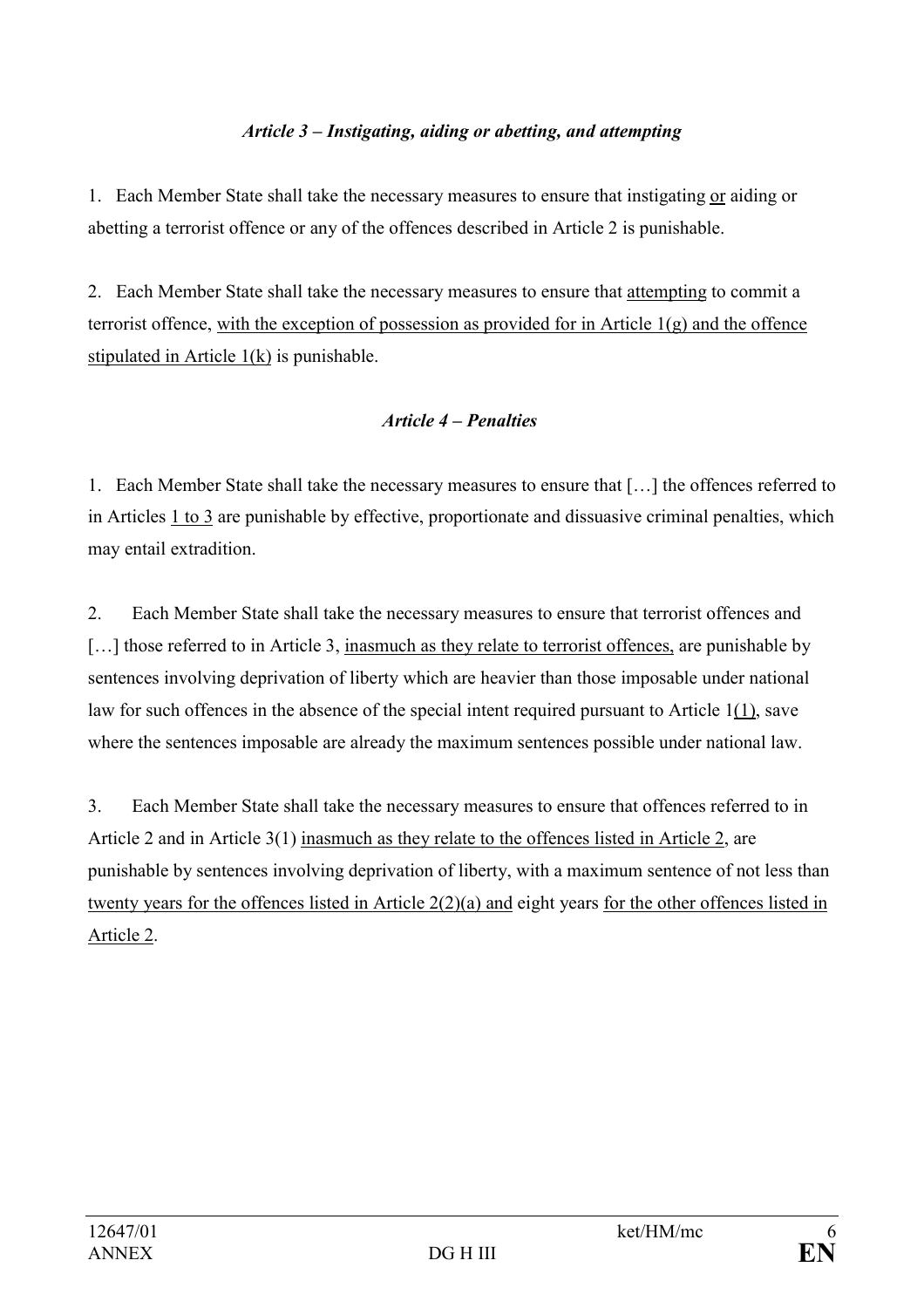*Article 3 – Instigating, aiding or abetting, and attempting*

1. Each Member State shall take the necessary measures to ensure that instigating or aiding or abetting a terrorist offence or any of the offences described in Article 2 is punishable.

2. Each Member State shall take the necessary measures to ensure that attempting to commit a terrorist offence, with the exception of possession as provided for in Article 1(g) and the offence stipulated in Article 1(k) is punishable.

*Article 4 – Penalties*

1. Each Member State shall take the necessary measures to ensure that […] the offences referred to in Articles 1 to 3 are punishable by effective, proportionate and dissuasive criminal penalties, which may entail extradition.

2. Each Member State shall take the necessary measures to ensure that terrorist offences and […] those referred to in Article 3, inasmuch as they relate to terrorist offences, are punishable by sentences involving deprivation of liberty which are heavier than those imposable under national law for such offences in the absence of the special intent required pursuant to Article 1(1), save where the sentences imposable are already the maximum sentences possible under national law.

3. Each Member State shall take the necessary measures to ensure that offences referred to in Article 2 and in Article 3(1) inasmuch as they relate to the offences listed in Article 2, are punishable by sentences involving deprivation of liberty, with a maximum sentence of not less than twenty years for the offences listed in Article 2(2)(a) and eight years for the other offences listed in Article 2.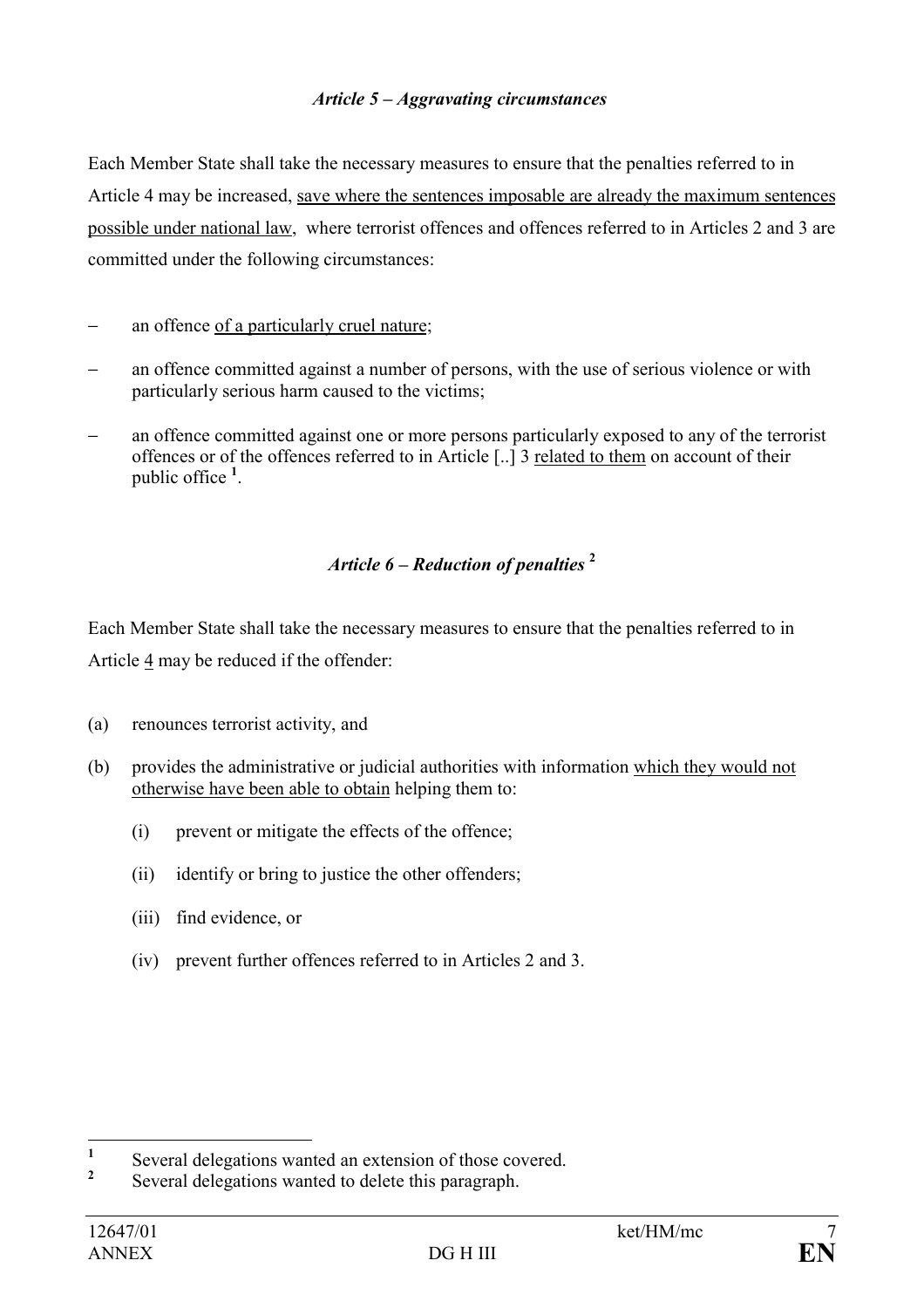### *Article 5 – Aggravating circumstances*

Each Member State shall take the necessary measures to ensure that the penalties referred to in Article 4 may be increased, <u>save where the sentences imposable are already the maximum sentences possible under national law</u>, where terrorist offences and offences referred to in Articles 2 and 3 are committed under the following circumstances:

- an offence <u>of a particularly cruel nature</u>;
- an offence committed against a number of persons, with the use of serious violence or with particularly serious harm caused to the victims;
- an offence committed against one or more persons particularly exposed to any of the terrorist offences or of the offences referred to in Article [..] 3 <u>related to them</u> on account of their public office [1].

### *Article 6 – Reduction of penalties* [2]

Each Member State shall take the necessary measures to ensure that the penalties referred to in Article <u>4</u> may be reduced if the offender:

(a) renounces terrorist activity, and

(b) provides the administrative or judicial authorities with information <u>which they would not otherwise have been able to obtain</u> helping them to:

   (i) prevent or mitigate the effects of the offence;

   (ii) identify or bring to justice the other offenders;

   (iii) find evidence, or

   (iv) prevent further offences referred to in Articles 2 and 3.

---

[1] Several delegations wanted an extension of those covered.

[2] Several delegations wanted to delete this paragraph.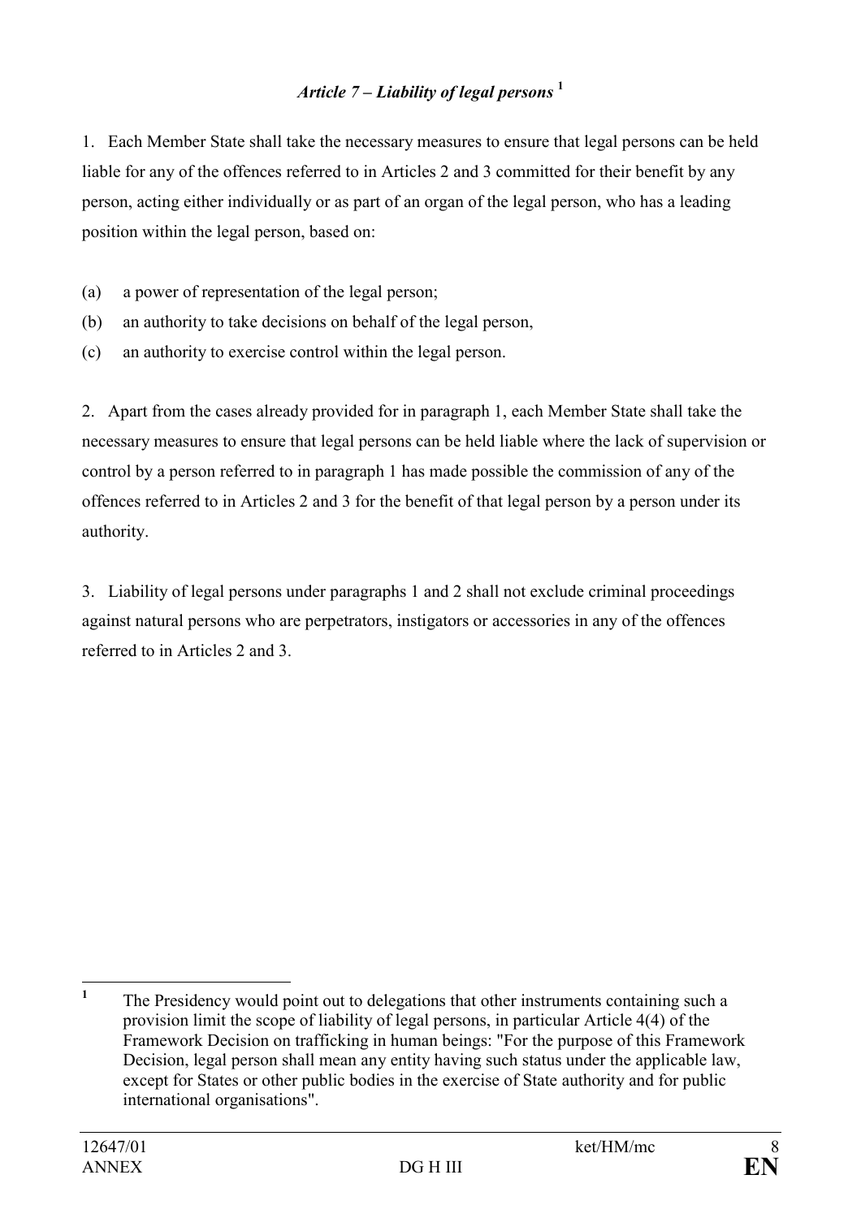## *Article 7 – Liability of legal persons* [1]

1. Each Member State shall take the necessary measures to ensure that legal persons can be held liable for any of the offences referred to in Articles 2 and 3 committed for their benefit by any person, acting either individually or as part of an organ of the legal person, who has a leading position within the legal person, based on:

(a) a power of representation of the legal person;
(b) an authority to take decisions on behalf of the legal person,
(c) an authority to exercise control within the legal person.

2. Apart from the cases already provided for in paragraph 1, each Member State shall take the necessary measures to ensure that legal persons can be held liable where the lack of supervision or control by a person referred to in paragraph 1 has made possible the commission of any of the offences referred to in Articles 2 and 3 for the benefit of that legal person by a person under its authority.

3. Liability of legal persons under paragraphs 1 and 2 shall not exclude criminal proceedings against natural persons who are perpetrators, instigators or accessories in any of the offences referred to in Articles 2 and 3.

---

[1] The Presidency would point out to delegations that other instruments containing such a provision limit the scope of liability of legal persons, in particular Article 4(4) of the Framework Decision on trafficking in human beings: "For the purpose of this Framework Decision, legal person shall mean any entity having such status under the applicable law, except for States or other public bodies in the exercise of State authority and for public international organisations".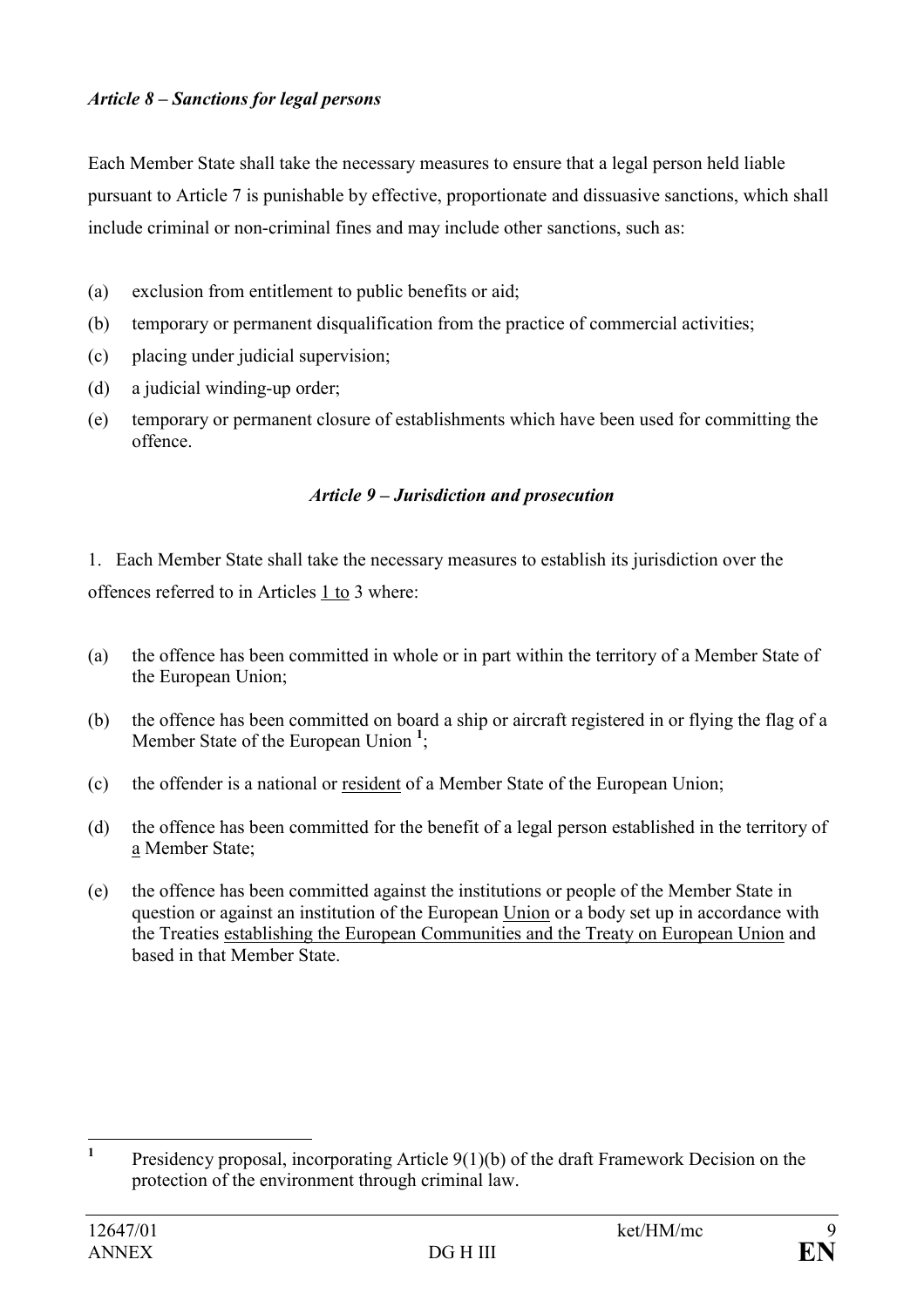*Article 8 – Sanctions for legal persons*

Each Member State shall take the necessary measures to ensure that a legal person held liable pursuant to Article 7 is punishable by effective, proportionate and dissuasive sanctions, which shall include criminal or non-criminal fines and may include other sanctions, such as:

(a) exclusion from entitlement to public benefits or aid;

(b) temporary or permanent disqualification from the practice of commercial activities;

(c) placing under judicial supervision;

(d) a judicial winding-up order;

(e) temporary or permanent closure of establishments which have been used for committing the offence.

*Article 9 – Jurisdiction and prosecution*

1. Each Member State shall take the necessary measures to establish its jurisdiction over the offences referred to in Articles 1 to 3 where:

(a) the offence has been committed in whole or in part within the territory of a Member State of the European Union;

(b) the offence has been committed on board a ship or aircraft registered in or flying the flag of a Member State of the European Union [1];

(c) the offender is a national or resident of a Member State of the European Union;

(d) the offence has been committed for the benefit of a legal person established in the territory of a Member State;

(e) the offence has been committed against the institutions or people of the Member State in question or against an institution of the European Union or a body set up in accordance with the Treaties establishing the European Communities and the Treaty on European Union and based in that Member State.

[1] Presidency proposal, incorporating Article 9(1)(b) of the draft Framework Decision on the protection of the environment through criminal law.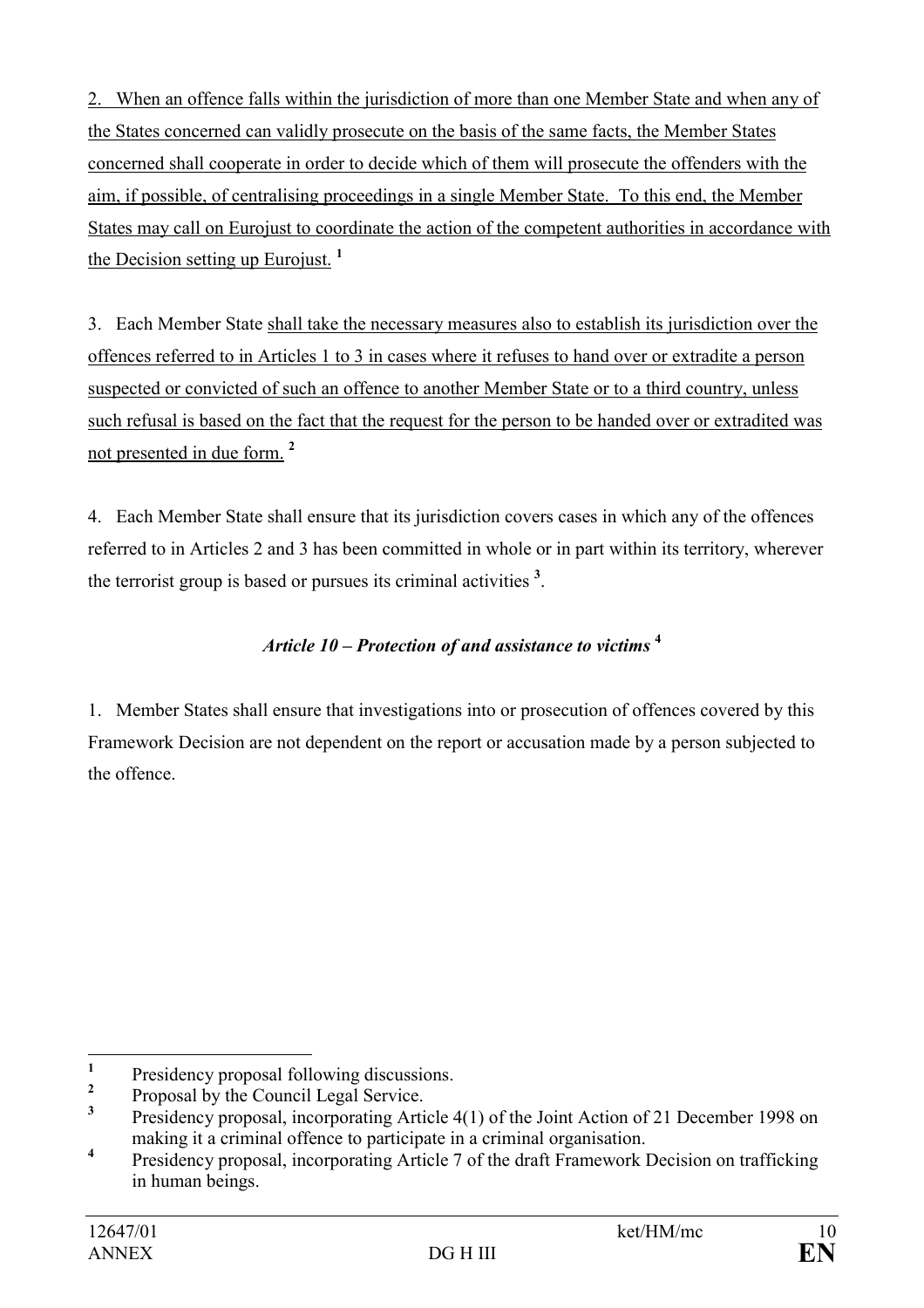2. When an offence falls within the jurisdiction of more than one Member State and when any of the States concerned can validly prosecute on the basis of the same facts, the Member States concerned shall cooperate in order to decide which of them will prosecute the offenders with the aim, if possible, of centralising proceedings in a single Member State. To this end, the Member States may call on Eurojust to coordinate the action of the competent authorities in accordance with the Decision setting up Eurojust. [1]

3. Each Member State shall take the necessary measures also to establish its jurisdiction over the offences referred to in Articles 1 to 3 in cases where it refuses to hand over or extradite a person suspected or convicted of such an offence to another Member State or to a third country, unless such refusal is based on the fact that the request for the person to be handed over or extradited was not presented in due form. [2]

4. Each Member State shall ensure that its jurisdiction covers cases in which any of the offences referred to in Articles 2 and 3 has been committed in whole or in part within its territory, wherever the terrorist group is based or pursues its criminal activities [3].

### *Article 10 – Protection of and assistance to victims* [4]

1. Member States shall ensure that investigations into or prosecution of offences covered by this Framework Decision are not dependent on the report or accusation made by a person subjected to the offence.

---

[1] Presidency proposal following discussions.

[2] Proposal by the Council Legal Service.

[3] Presidency proposal, incorporating Article 4(1) of the Joint Action of 21 December 1998 on making it a criminal offence to participate in a criminal organisation.

[4] Presidency proposal, incorporating Article 7 of the draft Framework Decision on trafficking in human beings.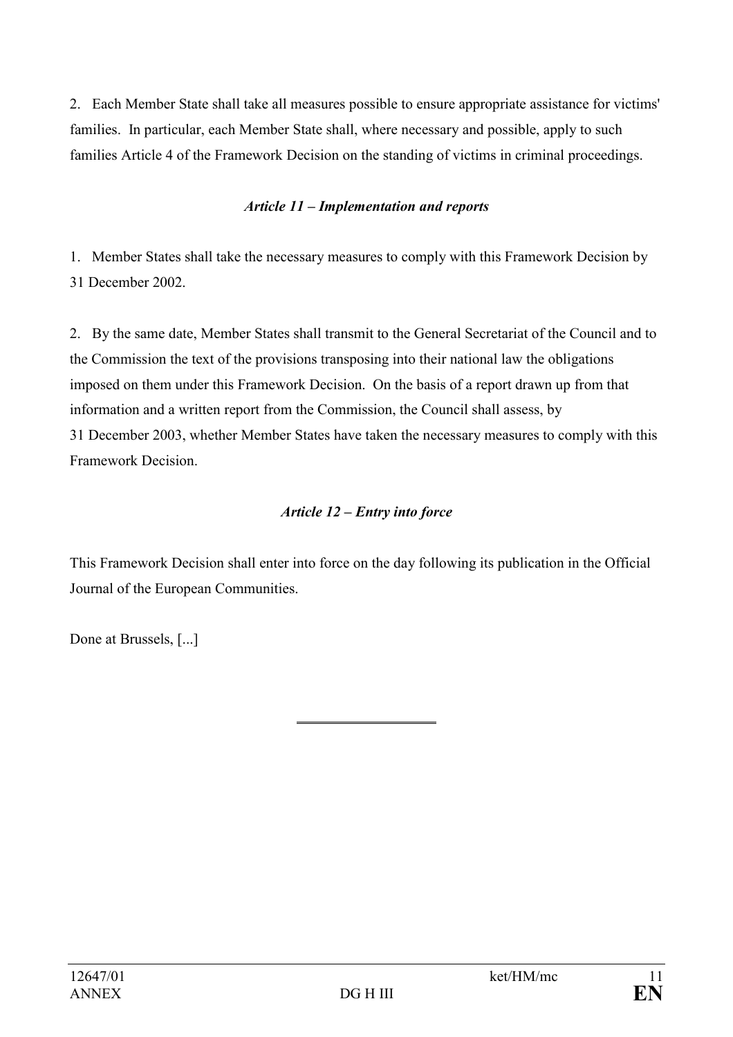2. Each Member State shall take all measures possible to ensure appropriate assistance for victims' families. In particular, each Member State shall, where necessary and possible, apply to such families Article 4 of the Framework Decision on the standing of victims in criminal proceedings.

### *Article 11 – Implementation and reports*

1. Member States shall take the necessary measures to comply with this Framework Decision by 31 December 2002.

2. By the same date, Member States shall transmit to the General Secretariat of the Council and to the Commission the text of the provisions transposing into their national law the obligations imposed on them under this Framework Decision. On the basis of a report drawn up from that information and a written report from the Commission, the Council shall assess, by 31 December 2003, whether Member States have taken the necessary measures to comply with this Framework Decision.

### *Article 12 – Entry into force*

This Framework Decision shall enter into force on the day following its publication in the Official Journal of the European Communities.

Done at Brussels, [...]